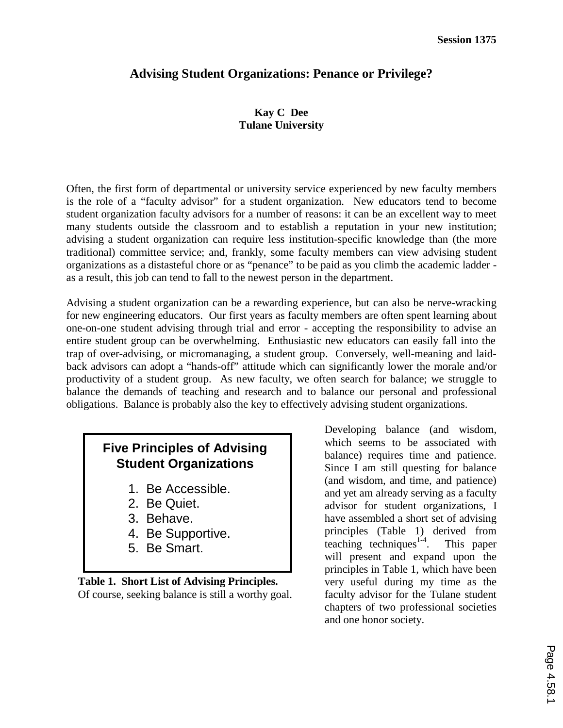# Advising Student Organizations: Penance or Privilege?

**Kay C Dee**
**Tulane University**

Often, the first form of departmental or university service experienced by new faculty members is the role of a "faculty advisor" for a student organization. New educators tend to become student organization faculty advisors for a number of reasons: it can be an excellent way to meet many students outside the classroom and to establish a reputation in your new institution; advising a student organization can require less institution-specific knowledge than (the more traditional) committee service; and, frankly, some faculty members can view advising student organizations as a distasteful chore or as "penance" to be paid as you climb the academic ladder - as a result, this job can tend to fall to the newest person in the department.

Advising a student organization can be a rewarding experience, but can also be nerve-wracking for new engineering educators. Our first years as faculty members are often spent learning about one-on-one student advising through trial and error - accepting the responsibility to advise an entire student group can be overwhelming. Enthusiastic new educators can easily fall into the trap of over-advising, or micromanaging, a student group. Conversely, well-meaning and laid-back advisors can adopt a "hands-off" attitude which can significantly lower the morale and/or productivity of a student group. As new faculty, we often search for balance; we struggle to balance the demands of teaching and research and to balance our personal and professional obligations. Balance is probably also the key to effectively advising student organizations.

**Five Principles of Advising Student Organizations**

1. Be Accessible.
2. Be Quiet.
3. Behave.
4. Be Supportive.
5. Be Smart.

**Table 1. Short List of Advising Principles.** Of course, seeking balance is still a worthy goal.

Developing balance (and wisdom, which seems to be associated with balance) requires time and patience. Since I am still questing for balance (and wisdom, and time, and patience) and yet am already serving as a faculty advisor for student organizations, I have assembled a short set of advising principles (Table 1) derived from teaching techniques[1-4]. This paper will present and expand upon the principles in Table 1, which have been very useful during my time as the faculty advisor for the Tulane student chapters of two professional societies and one honor society.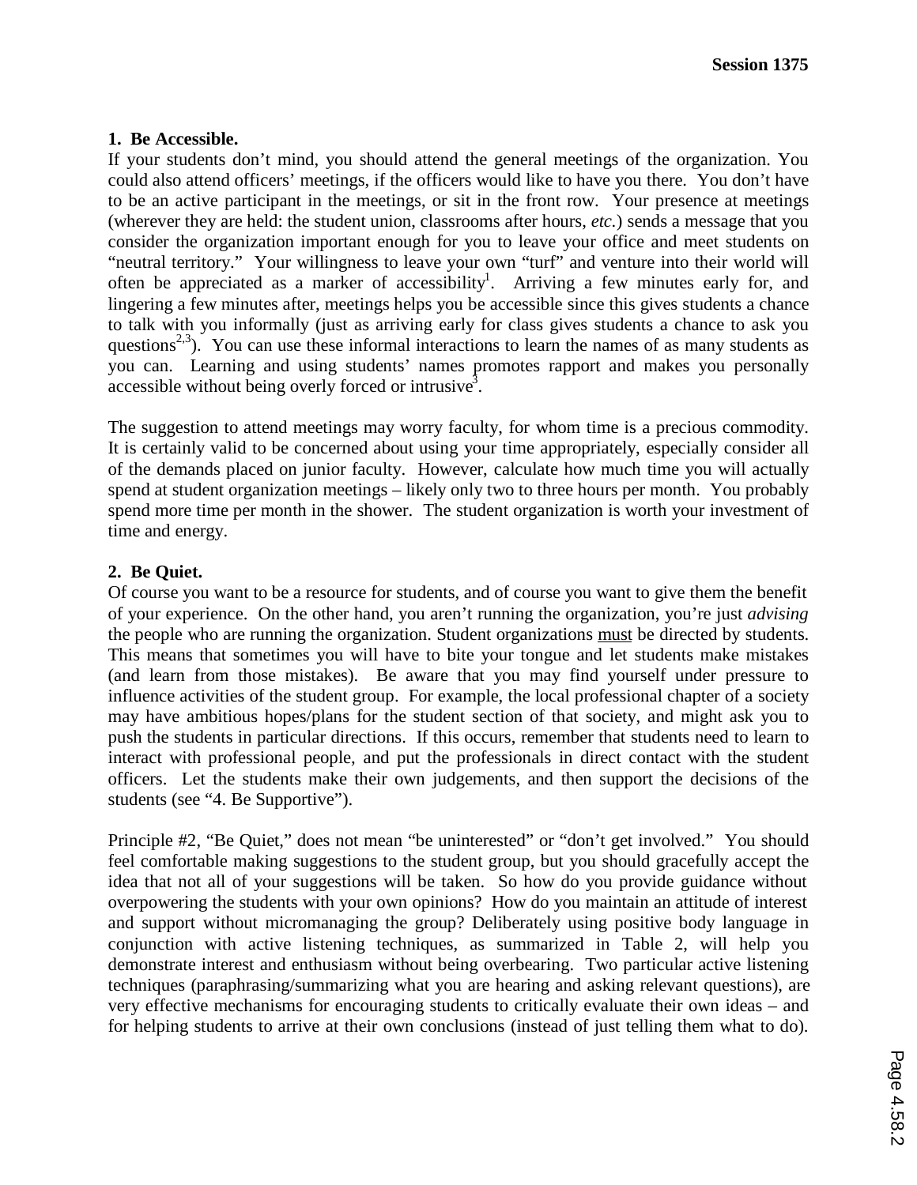**1. Be Accessible.**

If your students don't mind, you should attend the general meetings of the organization. You could also attend officers' meetings, if the officers would like to have you there. You don't have to be an active participant in the meetings, or sit in the front row. Your presence at meetings (wherever they are held: the student union, classrooms after hours, *etc.*) sends a message that you consider the organization important enough for you to leave your office and meet students on "neutral territory." Your willingness to leave your own "turf" and venture into their world will often be appreciated as a marker of accessibility[1]. Arriving a few minutes early for, and lingering a few minutes after, meetings helps you be accessible since this gives students a chance to talk with you informally (just as arriving early for class gives students a chance to ask you questions[2,3]). You can use these informal interactions to learn the names of as many students as you can. Learning and using students' names promotes rapport and makes you personally accessible without being overly forced or intrusive[3].

The suggestion to attend meetings may worry faculty, for whom time is a precious commodity. It is certainly valid to be concerned about using your time appropriately, especially consider all of the demands placed on junior faculty. However, calculate how much time you will actually spend at student organization meetings – likely only two to three hours per month. You probably spend more time per month in the shower. The student organization is worth your investment of time and energy.

**2. Be Quiet.**

Of course you want to be a resource for students, and of course you want to give them the benefit of your experience. On the other hand, you aren't running the organization, you're just *advising* the people who are running the organization. Student organizations <u>must</u> be directed by students. This means that sometimes you will have to bite your tongue and let students make mistakes (and learn from those mistakes). Be aware that you may find yourself under pressure to influence activities of the student group. For example, the local professional chapter of a society may have ambitious hopes/plans for the student section of that society, and might ask you to push the students in particular directions. If this occurs, remember that students need to learn to interact with professional people, and put the professionals in direct contact with the student officers. Let the students make their own judgements, and then support the decisions of the students (see "4. Be Supportive").

Principle #2, "Be Quiet," does not mean "be uninterested" or "don't get involved." You should feel comfortable making suggestions to the student group, but you should gracefully accept the idea that not all of your suggestions will be taken. So how do you provide guidance without overpowering the students with your own opinions? How do you maintain an attitude of interest and support without micromanaging the group? Deliberately using positive body language in conjunction with active listening techniques, as summarized in Table 2, will help you demonstrate interest and enthusiasm without being overbearing. Two particular active listening techniques (paraphrasing/summarizing what you are hearing and asking relevant questions), are very effective mechanisms for encouraging students to critically evaluate their own ideas – and for helping students to arrive at their own conclusions (instead of just telling them what to do).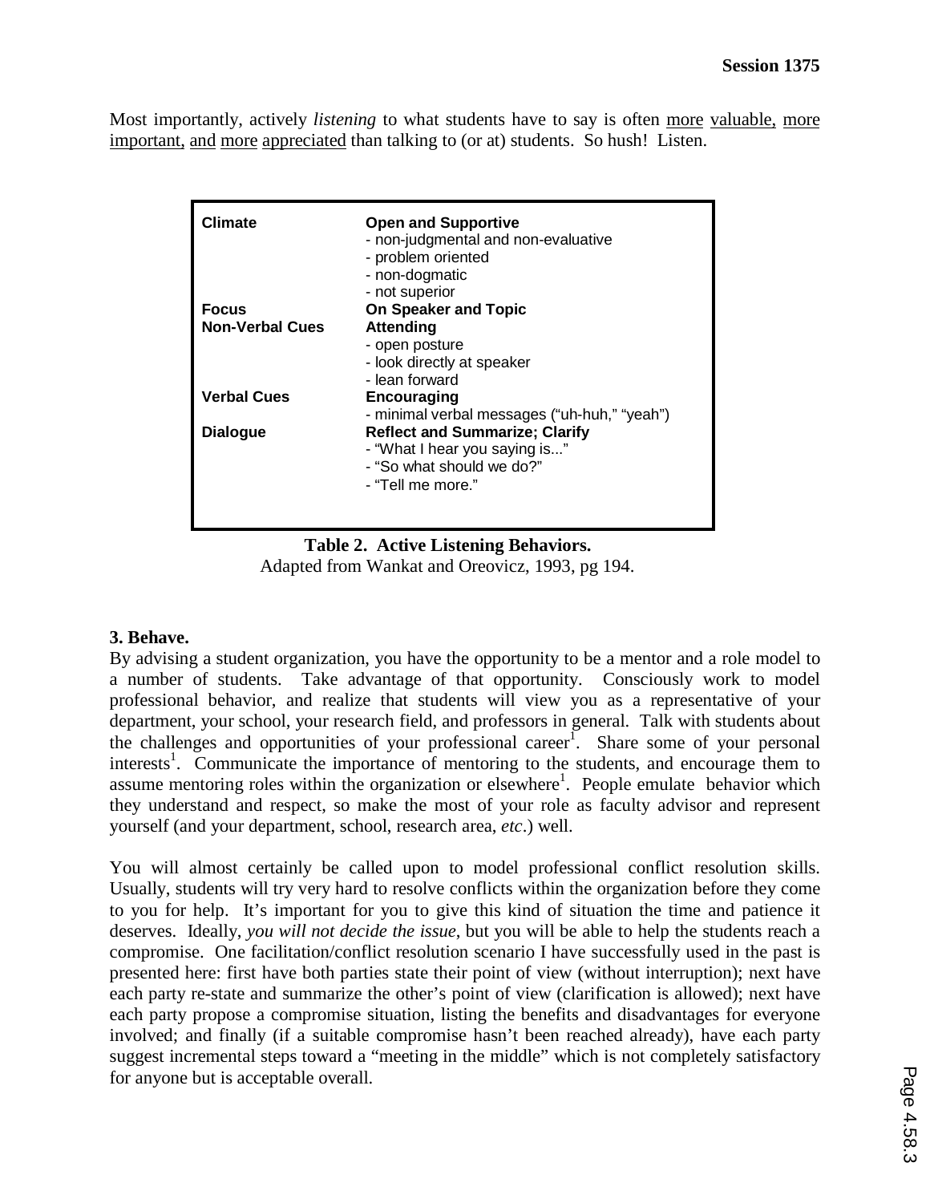Most importantly, actively *listening* to what students have to say is often more valuable, more important, and more appreciated than talking to (or at) students. So hush! Listen.

| | |
|---|---|
| **Climate** | **Open and Supportive**<br>- non-judgmental and non-evaluative<br>- problem oriented<br>- non-dogmatic<br>- not superior |
| **Focus** | **On Speaker and Topic** |
| **Non-Verbal Cues** | **Attending**<br>- open posture<br>- look directly at speaker<br>- lean forward |
| **Verbal Cues** | **Encouraging**<br>- minimal verbal messages ("uh-huh," "yeah") |
| **Dialogue** | **Reflect and Summarize; Clarify**<br>- "What I hear you saying is..."<br>- "So what should we do?"<br>- "Tell me more." |

**Table 2. Active Listening Behaviors.**
Adapted from Wankat and Oreovicz, 1993, pg 194.

### 3. Behave.

By advising a student organization, you have the opportunity to be a mentor and a role model to a number of students. Take advantage of that opportunity. Consciously work to model professional behavior, and realize that students will view you as a representative of your department, your school, your research field, and professors in general. Talk with students about the challenges and opportunities of your professional career[1]. Share some of your personal interests[1]. Communicate the importance of mentoring to the students, and encourage them to assume mentoring roles within the organization or elsewhere[1]. People emulate behavior which they understand and respect, so make the most of your role as faculty advisor and represent yourself (and your department, school, research area, *etc*.) well.

You will almost certainly be called upon to model professional conflict resolution skills. Usually, students will try very hard to resolve conflicts within the organization before they come to you for help. It's important for you to give this kind of situation the time and patience it deserves. Ideally, *you will not decide the issue*, but you will be able to help the students reach a compromise. One facilitation/conflict resolution scenario I have successfully used in the past is presented here: first have both parties state their point of view (without interruption); next have each party re-state and summarize the other's point of view (clarification is allowed); next have each party propose a compromise situation, listing the benefits and disadvantages for everyone involved; and finally (if a suitable compromise hasn't been reached already), have each party suggest incremental steps toward a "meeting in the middle" which is not completely satisfactory for anyone but is acceptable overall.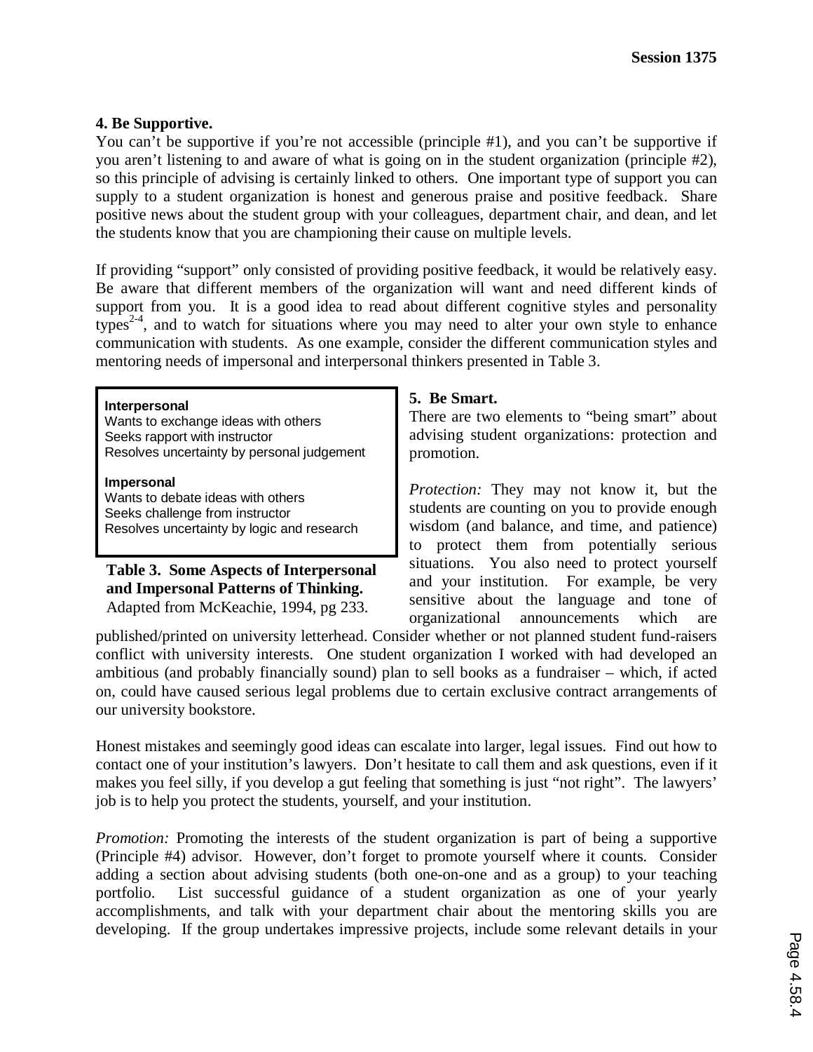**4. Be Supportive.**

You can't be supportive if you're not accessible (principle #1), and you can't be supportive if you aren't listening to and aware of what is going on in the student organization (principle #2), so this principle of advising is certainly linked to others. One important type of support you can supply to a student organization is honest and generous praise and positive feedback. Share positive news about the student group with your colleagues, department chair, and dean, and let the students know that you are championing their cause on multiple levels.

If providing "support" only consisted of providing positive feedback, it would be relatively easy. Be aware that different members of the organization will want and need different kinds of support from you. It is a good idea to read about different cognitive styles and personality types[2-4], and to watch for situations where you may need to alter your own style to enhance communication with students. As one example, consider the different communication styles and mentoring needs of impersonal and interpersonal thinkers presented in Table 3.

**Interpersonal**
Wants to exchange ideas with others
Seeks rapport with instructor
Resolves uncertainty by personal judgement

**Impersonal**
Wants to debate ideas with others
Seeks challenge from instructor
Resolves uncertainty by logic and research

**Table 3. Some Aspects of Interpersonal and Impersonal Patterns of Thinking.** Adapted from McKeachie, 1994, pg 233.

**5. Be Smart.**

There are two elements to "being smart" about advising student organizations: protection and promotion.

*Protection:* They may not know it, but the students are counting on you to provide enough wisdom (and balance, and time, and patience) to protect them from potentially serious situations. You also need to protect yourself and your institution. For example, be very sensitive about the language and tone of organizational announcements which are published/printed on university letterhead. Consider whether or not planned student fund-raisers conflict with university interests. One student organization I worked with had developed an ambitious (and probably financially sound) plan to sell books as a fundraiser – which, if acted on, could have caused serious legal problems due to certain exclusive contract arrangements of our university bookstore.

Honest mistakes and seemingly good ideas can escalate into larger, legal issues. Find out how to contact one of your institution's lawyers. Don't hesitate to call them and ask questions, even if it makes you feel silly, if you develop a gut feeling that something is just "not right". The lawyers' job is to help you protect the students, yourself, and your institution.

*Promotion:* Promoting the interests of the student organization is part of being a supportive (Principle #4) advisor. However, don't forget to promote yourself where it counts. Consider adding a section about advising students (both one-on-one and as a group) to your teaching portfolio. List successful guidance of a student organization as one of your yearly accomplishments, and talk with your department chair about the mentoring skills you are developing. If the group undertakes impressive projects, include some relevant details in your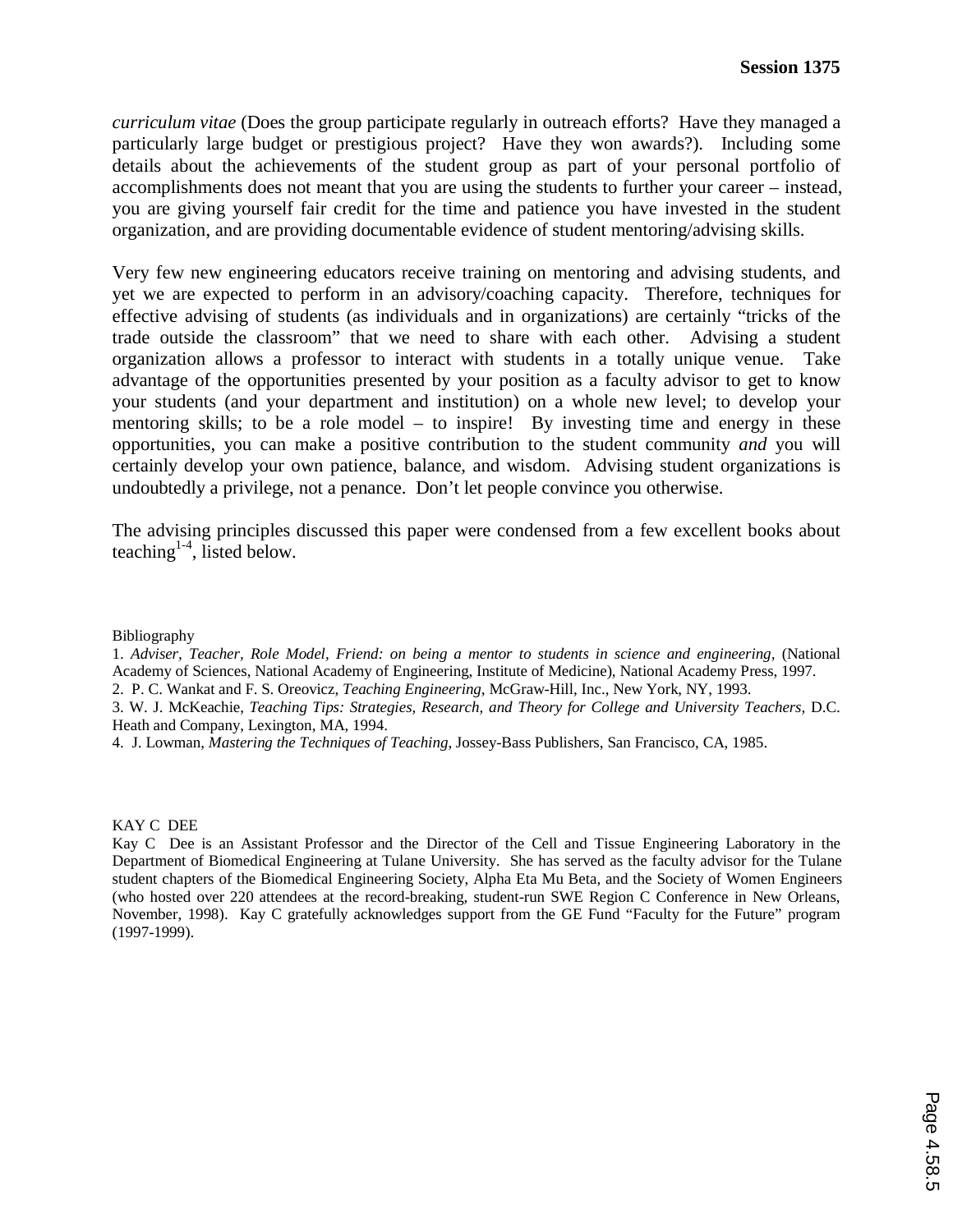*curriculum vitae* (Does the group participate regularly in outreach efforts? Have they managed a particularly large budget or prestigious project? Have they won awards?). Including some details about the achievements of the student group as part of your personal portfolio of accomplishments does not meant that you are using the students to further your career – instead, you are giving yourself fair credit for the time and patience you have invested in the student organization, and are providing documentable evidence of student mentoring/advising skills.

Very few new engineering educators receive training on mentoring and advising students, and yet we are expected to perform in an advisory/coaching capacity. Therefore, techniques for effective advising of students (as individuals and in organizations) are certainly "tricks of the trade outside the classroom" that we need to share with each other. Advising a student organization allows a professor to interact with students in a totally unique venue. Take advantage of the opportunities presented by your position as a faculty advisor to get to know your students (and your department and institution) on a whole new level; to develop your mentoring skills; to be a role model – to inspire! By investing time and energy in these opportunities, you can make a positive contribution to the student community *and* you will certainly develop your own patience, balance, and wisdom. Advising student organizations is undoubtedly a privilege, not a penance. Don't let people convince you otherwise.

The advising principles discussed this paper were condensed from a few excellent books about teaching[1-4], listed below.

Bibliography

1. *Adviser, Teacher, Role Model, Friend: on being a mentor to students in science and engineering*, (National Academy of Sciences, National Academy of Engineering, Institute of Medicine), National Academy Press, 1997.
2. P. C. Wankat and F. S. Oreovicz, *Teaching Engineering*, McGraw-Hill, Inc., New York, NY, 1993.
3. W. J. McKeachie, *Teaching Tips: Strategies, Research, and Theory for College and University Teachers*, D.C. Heath and Company, Lexington, MA, 1994.
4. J. Lowman, *Mastering the Techniques of Teaching*, Jossey-Bass Publishers, San Francisco, CA, 1985.

KAY C DEE

Kay C Dee is an Assistant Professor and the Director of the Cell and Tissue Engineering Laboratory in the Department of Biomedical Engineering at Tulane University. She has served as the faculty advisor for the Tulane student chapters of the Biomedical Engineering Society, Alpha Eta Mu Beta, and the Society of Women Engineers (who hosted over 220 attendees at the record-breaking, student-run SWE Region C Conference in New Orleans, November, 1998). Kay C gratefully acknowledges support from the GE Fund "Faculty for the Future" program (1997-1999).